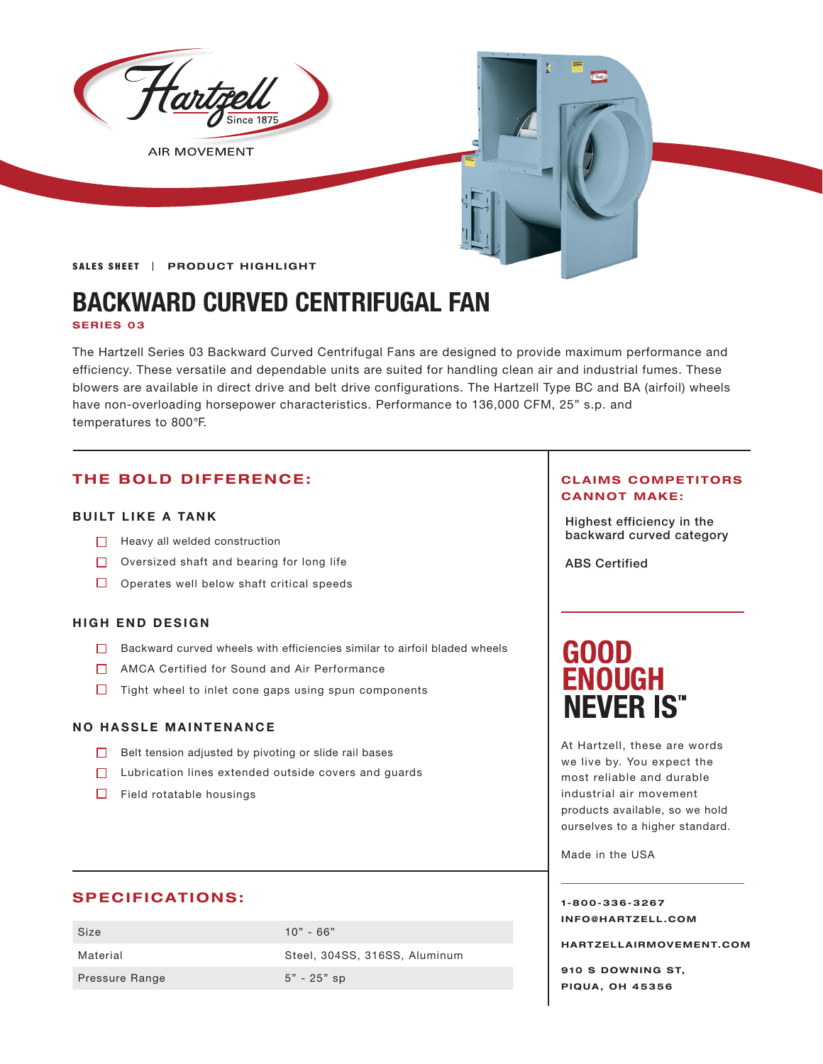Hartzell Since 1875

AIR MOVEMENT

**SALES SHEET | PRODUCT HIGHLIGHT**

# BACKWARD CURVED CENTRIFUGAL FAN

**SERIES 03**

The Hartzell Series 03 Backward Curved Centrifugal Fans are designed to provide maximum performance and efficiency. These versatile and dependable units are suited for handling clean air and industrial fumes. These blowers are available in direct drive and belt drive configurations. The Hartzell Type BC and BA (airfoil) wheels have non-overloading horsepower characteristics. Performance to 136,000 CFM, 25" s.p. and temperatures to 800°F.

## THE BOLD DIFFERENCE:

### BUILT LIKE A TANK

- Heavy all welded construction
- Oversized shaft and bearing for long life
- Operates well below shaft critical speeds

### HIGH END DESIGN

- Backward curved wheels with efficiencies similar to airfoil bladed wheels
- AMCA Certified for Sound and Air Performance
- Tight wheel to inlet cone gaps using spun components

### NO HASSLE MAINTENANCE

- Belt tension adjusted by pivoting or slide rail bases
- Lubrication lines extended outside covers and guards
- Field rotatable housings

## SPECIFICATIONS:

| Size | 10" - 66" |
|---|---|
| Material | Steel, 304SS, 316SS, Aluminum |
| Pressure Range | 5" - 25" sp |

## CLAIMS COMPETITORS CANNOT MAKE:

Highest efficiency in the backward curved category

ABS Certified

## GOOD ENOUGH NEVER IS™

At Hartzell, these are words we live by. You expect the most reliable and durable industrial air movement products available, so we hold ourselves to a higher standard.

Made in the USA

**1-800-336-3267**
**INFO@HARTZELL.COM**

**HARTZELLAIRMOVEMENT.COM**

**910 S DOWNING ST,**
**PIQUA, OH 45356**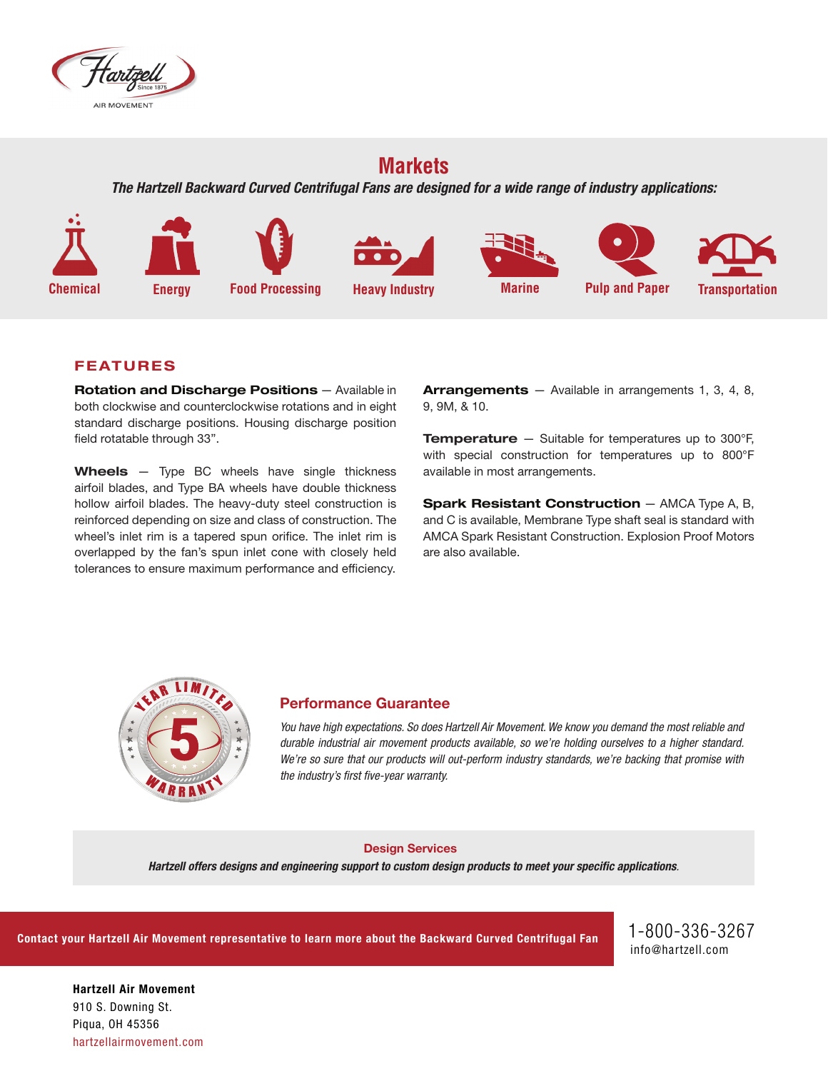Hartzell Since 1875 AIR MOVEMENT

## Markets

***The Hartzell Backward Curved Centrifugal Fans are designed for a wide range of industry applications:***

Chemical | Energy | Food Processing | Heavy Industry | Marine | Pulp and Paper | Transportation

## FEATURES

**Rotation and Discharge Positions** — Available in both clockwise and counterclockwise rotations and in eight standard discharge positions. Housing discharge position field rotatable through 33”.

**Wheels** — Type BC wheels have single thickness airfoil blades, and Type BA wheels have double thickness hollow airfoil blades. The heavy-duty steel construction is reinforced depending on size and class of construction. The wheel’s inlet rim is a tapered spun orifice. The inlet rim is overlapped by the fan’s spun inlet cone with closely held tolerances to ensure maximum performance and efficiency.

**Arrangements** — Available in arrangements 1, 3, 4, 8, 9, 9M, & 10.

**Temperature** — Suitable for temperatures up to 300°F, with special construction for temperatures up to 800°F available in most arrangements.

**Spark Resistant Construction** — AMCA Type A, B, and C is available, Membrane Type shaft seal is standard with AMCA Spark Resistant Construction. Explosion Proof Motors are also available.

5 YEAR LIMITED WARRANTY

### Performance Guarantee

*You have high expectations. So does Hartzell Air Movement. We know you demand the most reliable and durable industrial air movement products available, so we’re holding ourselves to a higher standard. We’re so sure that our products will out-perform industry standards, we’re backing that promise with the industry’s first five-year warranty.*

### Design Services

***Hartzell offers designs and engineering support to custom design products to meet your specific applications.***

**Contact your Hartzell Air Movement representative to learn more about the Backward Curved Centrifugal Fan**

1-800-336-3267
info@hartzell.com

**Hartzell Air Movement**
910 S. Downing St.
Piqua, OH 45356
hartzellairmovement.com